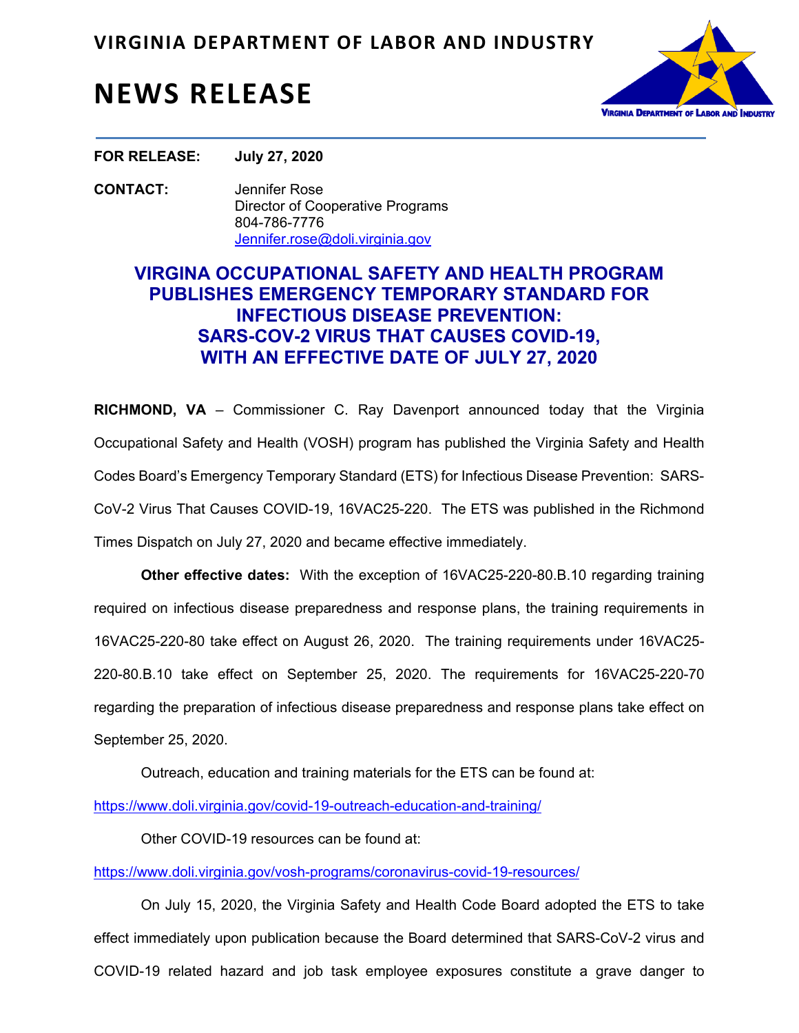# VIRGINIA DEPARTMENT OF LABOR AND INDUSTRY

# NEWS RELEASE

**FOR RELEASE:** **July 27, 2020**

**CONTACT:** Jennifer Rose
Director of Cooperative Programs
804-786-7776
Jennifer.rose@doli.virginia.gov

## VIRGINA OCCUPATIONAL SAFETY AND HEALTH PROGRAM PUBLISHES EMERGENCY TEMPORARY STANDARD FOR INFECTIOUS DISEASE PREVENTION: SARS-COV-2 VIRUS THAT CAUSES COVID-19, WITH AN EFFECTIVE DATE OF JULY 27, 2020

**RICHMOND, VA** – Commissioner C. Ray Davenport announced today that the Virginia Occupational Safety and Health (VOSH) program has published the Virginia Safety and Health Codes Board's Emergency Temporary Standard (ETS) for Infectious Disease Prevention: SARS-CoV-2 Virus That Causes COVID-19, 16VAC25-220. The ETS was published in the Richmond Times Dispatch on July 27, 2020 and became effective immediately.

**Other effective dates:** With the exception of 16VAC25-220-80.B.10 regarding training required on infectious disease preparedness and response plans, the training requirements in 16VAC25-220-80 take effect on August 26, 2020. The training requirements under 16VAC25-220-80.B.10 take effect on September 25, 2020. The requirements for 16VAC25-220-70 regarding the preparation of infectious disease preparedness and response plans take effect on September 25, 2020.

Outreach, education and training materials for the ETS can be found at:

https://www.doli.virginia.gov/covid-19-outreach-education-and-training/

Other COVID-19 resources can be found at:

https://www.doli.virginia.gov/vosh-programs/coronavirus-covid-19-resources/

On July 15, 2020, the Virginia Safety and Health Code Board adopted the ETS to take effect immediately upon publication because the Board determined that SARS-CoV-2 virus and COVID-19 related hazard and job task employee exposures constitute a grave danger to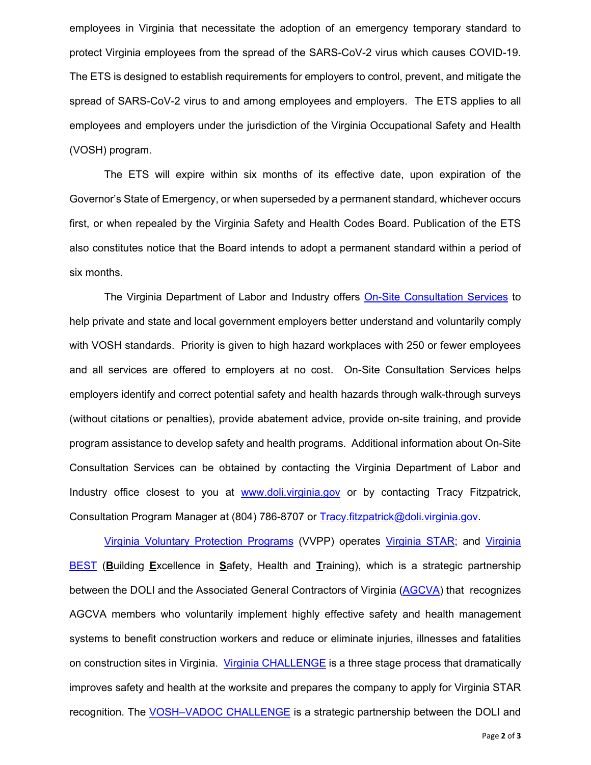employees in Virginia that necessitate the adoption of an emergency temporary standard to protect Virginia employees from the spread of the SARS-CoV-2 virus which causes COVID-19. The ETS is designed to establish requirements for employers to control, prevent, and mitigate the spread of SARS-CoV-2 virus to and among employees and employers. The ETS applies to all employees and employers under the jurisdiction of the Virginia Occupational Safety and Health (VOSH) program.

The ETS will expire within six months of its effective date, upon expiration of the Governor's State of Emergency, or when superseded by a permanent standard, whichever occurs first, or when repealed by the Virginia Safety and Health Codes Board. Publication of the ETS also constitutes notice that the Board intends to adopt a permanent standard within a period of six months.

The Virginia Department of Labor and Industry offers On-Site Consultation Services to help private and state and local government employers better understand and voluntarily comply with VOSH standards. Priority is given to high hazard workplaces with 250 or fewer employees and all services are offered to employers at no cost. On-Site Consultation Services helps employers identify and correct potential safety and health hazards through walk-through surveys (without citations or penalties), provide abatement advice, provide on-site training, and provide program assistance to develop safety and health programs. Additional information about On-Site Consultation Services can be obtained by contacting the Virginia Department of Labor and Industry office closest to you at www.doli.virginia.gov or by contacting Tracy Fitzpatrick, Consultation Program Manager at (804) 786-8707 or Tracy.fitzpatrick@doli.virginia.gov.

Virginia Voluntary Protection Programs (VVPP) operates Virginia STAR; and Virginia BEST (**B**uilding **E**xcellence in **S**afety, Health and **T**raining), which is a strategic partnership between the DOLI and the Associated General Contractors of Virginia (AGCVA) that recognizes AGCVA members who voluntarily implement highly effective safety and health management systems to benefit construction workers and reduce or eliminate injuries, illnesses and fatalities on construction sites in Virginia. Virginia CHALLENGE is a three stage process that dramatically improves safety and health at the worksite and prepares the company to apply for Virginia STAR recognition. The VOSH–VADOC CHALLENGE is a strategic partnership between the DOLI and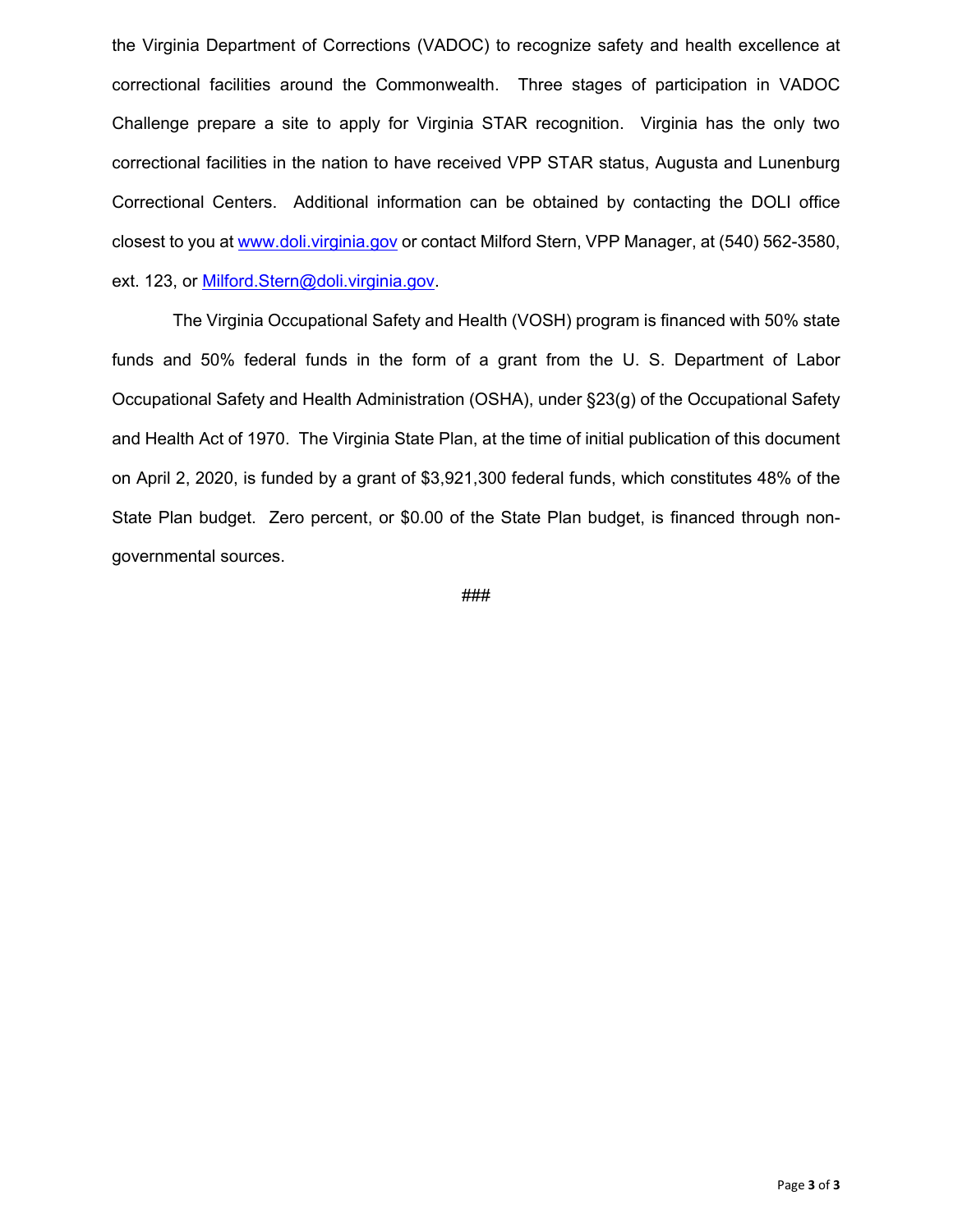the Virginia Department of Corrections (VADOC) to recognize safety and health excellence at correctional facilities around the Commonwealth. Three stages of participation in VADOC Challenge prepare a site to apply for Virginia STAR recognition. Virginia has the only two correctional facilities in the nation to have received VPP STAR status, Augusta and Lunenburg Correctional Centers. Additional information can be obtained by contacting the DOLI office closest to you at www.doli.virginia.gov or contact Milford Stern, VPP Manager, at (540) 562-3580, ext. 123, or Milford.Stern@doli.virginia.gov.

The Virginia Occupational Safety and Health (VOSH) program is financed with 50% state funds and 50% federal funds in the form of a grant from the U. S. Department of Labor Occupational Safety and Health Administration (OSHA), under §23(g) of the Occupational Safety and Health Act of 1970. The Virginia State Plan, at the time of initial publication of this document on April 2, 2020, is funded by a grant of $3,921,300 federal funds, which constitutes 48% of the State Plan budget. Zero percent, or $0.00 of the State Plan budget, is financed through non-governmental sources.

###